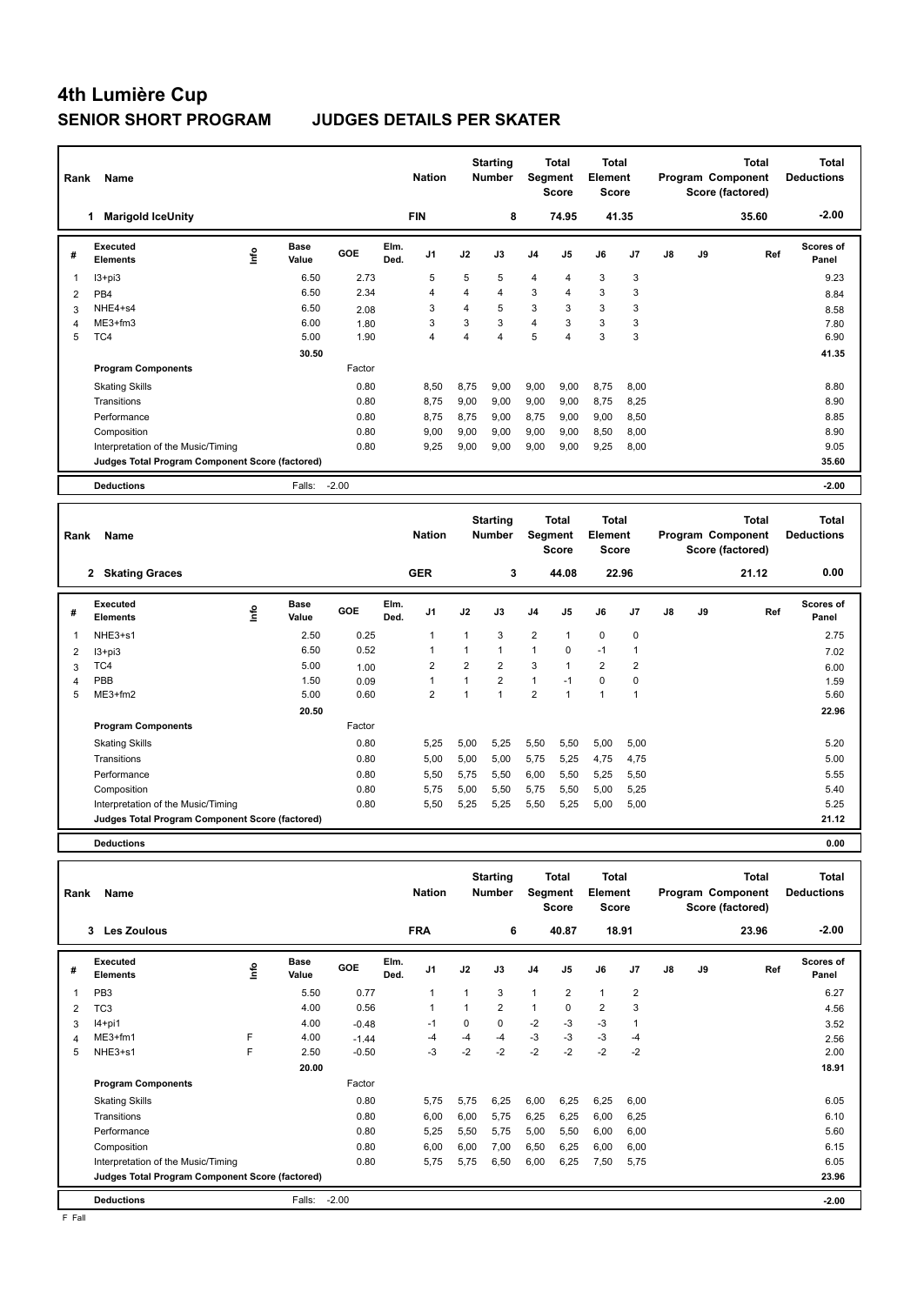# 4th Lumière Cup

## SENIOR SHORT PROGRAM — JUDGES DETAILS PER SKATER

| Rank | Name | Nation | Starting Number | Total Segment Score | Total Element Score | Total Program Component Score (factored) | Total Deductions |
|---|---|---|---|---|---|---|---|
| 1 | Marigold IceUnity | FIN | 8 | 74.95 | 41.35 | 35.60 | -2.00 |

| # | Executed Elements | Info | Base Value | GOE | Elm. Ded. | J1 | J2 | J3 | J4 | J5 | J6 | J7 | J8 | J9 | Ref | Scores of Panel |
|---|---|---|---|---|---|---|---|---|---|---|---|---|---|---|---|---|
| 1 | I3+pi3 | | 6.50 | 2.73 | | 5 | 5 | 5 | 4 | 4 | 3 | 3 | | | | 9.23 |
| 2 | PB4 | | 6.50 | 2.34 | | 4 | 4 | 4 | 3 | 4 | 3 | 3 | | | | 8.84 |
| 3 | NHE4+s4 | | 6.50 | 2.08 | | 3 | 4 | 5 | 3 | 3 | 3 | 3 | | | | 8.58 |
| 4 | ME3+fm3 | | 6.00 | 1.80 | | 3 | 3 | 3 | 4 | 3 | 3 | 3 | | | | 7.80 |
| 5 | TC4 | | 5.00 | 1.90 | | 4 | 4 | 4 | 5 | 4 | 3 | 3 | | | | 6.90 |
| | | | 30.50 | | | | | | | | | | | | | 41.35 |

| Program Components | Factor | J1 | J2 | J3 | J4 | J5 | J6 | J7 | J8 | J9 | Scores of Panel |
|---|---|---|---|---|---|---|---|---|---|---|---|
| Skating Skills | 0.80 | 8,50 | 8,75 | 9,00 | 9,00 | 9,00 | 8,75 | 8,00 | | | 8.80 |
| Transitions | 0.80 | 8,75 | 9,00 | 9,00 | 9,00 | 9,00 | 8,75 | 8,25 | | | 8.90 |
| Performance | 0.80 | 8,75 | 8,75 | 9,00 | 8,75 | 9,00 | 9,00 | 8,50 | | | 8.85 |
| Composition | 0.80 | 9,00 | 9,00 | 9,00 | 9,00 | 9,00 | 8,50 | 8,00 | | | 8.90 |
| Interpretation of the Music/Timing | 0.80 | 9,25 | 9,00 | 9,00 | 9,00 | 9,00 | 9,25 | 8,00 | | | 9.05 |
| Judges Total Program Component Score (factored) | | | | | | | | | | | 35.60 |

| Deductions | Falls: -2.00 | -2.00 |
|---|---|---|

| Rank | Name | Nation | Starting Number | Total Segment Score | Total Element Score | Total Program Component Score (factored) | Total Deductions |
|---|---|---|---|---|---|---|---|
| 2 | Skating Graces | GER | 3 | 44.08 | 22.96 | 21.12 | 0.00 |

| # | Executed Elements | Info | Base Value | GOE | Elm. Ded. | J1 | J2 | J3 | J4 | J5 | J6 | J7 | J8 | J9 | Ref | Scores of Panel |
|---|---|---|---|---|---|---|---|---|---|---|---|---|---|---|---|---|
| 1 | NHE3+s1 | | 2.50 | 0.25 | | 1 | 1 | 3 | 2 | 1 | 0 | 0 | | | | 2.75 |
| 2 | I3+pi3 | | 6.50 | 0.52 | | 1 | 1 | 1 | 1 | 0 | -1 | 1 | | | | 7.02 |
| 3 | TC4 | | 5.00 | 1.00 | | 2 | 2 | 2 | 3 | 1 | 2 | 2 | | | | 6.00 |
| 4 | PBB | | 1.50 | 0.09 | | 1 | 1 | 2 | 1 | -1 | 0 | 0 | | | | 1.59 |
| 5 | ME3+fm2 | | 5.00 | 0.60 | | 2 | 1 | 1 | 2 | 1 | 1 | 1 | | | | 5.60 |
| | | | 20.50 | | | | | | | | | | | | | 22.96 |

| Program Components | Factor | J1 | J2 | J3 | J4 | J5 | J6 | J7 | J8 | J9 | Scores of Panel |
|---|---|---|---|---|---|---|---|---|---|---|---|
| Skating Skills | 0.80 | 5,25 | 5,00 | 5,25 | 5,50 | 5,50 | 5,00 | 5,00 | | | 5.20 |
| Transitions | 0.80 | 5,00 | 5,00 | 5,00 | 5,75 | 5,25 | 4,75 | 4,75 | | | 5.00 |
| Performance | 0.80 | 5,50 | 5,75 | 5,50 | 6,00 | 5,50 | 5,25 | 5,50 | | | 5.55 |
| Composition | 0.80 | 5,75 | 5,00 | 5,50 | 5,75 | 5,50 | 5,00 | 5,25 | | | 5.40 |
| Interpretation of the Music/Timing | 0.80 | 5,50 | 5,25 | 5,25 | 5,50 | 5,25 | 5,00 | 5,00 | | | 5.25 |
| Judges Total Program Component Score (factored) | | | | | | | | | | | 21.12 |

| Deductions | | 0.00 |
|---|---|---|

| Rank | Name | Nation | Starting Number | Total Segment Score | Total Element Score | Total Program Component Score (factored) | Total Deductions |
|---|---|---|---|---|---|---|---|
| 3 | Les Zoulous | FRA | 6 | 40.87 | 18.91 | 23.96 | -2.00 |

| # | Executed Elements | Info | Base Value | GOE | Elm. Ded. | J1 | J2 | J3 | J4 | J5 | J6 | J7 | J8 | J9 | Ref | Scores of Panel |
|---|---|---|---|---|---|---|---|---|---|---|---|---|---|---|---|---|
| 1 | PB3 | | 5.50 | 0.77 | | 1 | 1 | 3 | 1 | 2 | 1 | 2 | | | | 6.27 |
| 2 | TC3 | | 4.00 | 0.56 | | 1 | 1 | 2 | 1 | 0 | 2 | 3 | | | | 4.56 |
| 3 | I4+pi1 | | 4.00 | -0.48 | | -1 | 0 | 0 | -2 | -3 | -3 | 1 | | | | 3.52 |
| 4 | ME3+fm1 | F | 4.00 | -1.44 | | -4 | -4 | -4 | -3 | -3 | -3 | -4 | | | | 2.56 |
| 5 | NHE3+s1 | F | 2.50 | -0.50 | | -3 | -2 | -2 | -2 | -2 | -2 | -2 | | | | 2.00 |
| | | | 20.00 | | | | | | | | | | | | | 18.91 |

| Program Components | Factor | J1 | J2 | J3 | J4 | J5 | J6 | J7 | J8 | J9 | Scores of Panel |
|---|---|---|---|---|---|---|---|---|---|---|---|
| Skating Skills | 0.80 | 5,75 | 5,75 | 6,25 | 6,00 | 6,25 | 6,25 | 6,00 | | | 6.05 |
| Transitions | 0.80 | 6,00 | 6,00 | 5,75 | 6,25 | 6,25 | 6,00 | 6,25 | | | 6.10 |
| Performance | 0.80 | 5,25 | 5,50 | 5,75 | 5,00 | 5,50 | 6,00 | 6,00 | | | 5.60 |
| Composition | 0.80 | 6,00 | 6,00 | 7,00 | 6,50 | 6,25 | 6,00 | 6,00 | | | 6.15 |
| Interpretation of the Music/Timing | 0.80 | 5,75 | 5,75 | 6,50 | 6,00 | 6,25 | 7,50 | 5,75 | | | 6.05 |
| Judges Total Program Component Score (factored) | | | | | | | | | | | 23.96 |

| Deductions | Falls: -2.00 | -2.00 |
|---|---|---|

F Fall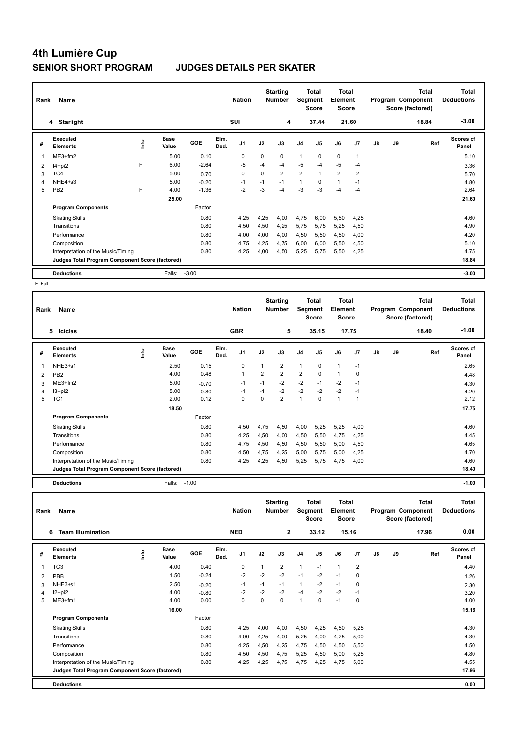# 4th Lumière Cup

## SENIOR SHORT PROGRAM JUDGES DETAILS PER SKATER

| Rank | Name | Nation | Starting Number | Total Segment Score | Total Element Score | Total Program Component Score (factored) | Total Deductions |
|---|---|---|---|---|---|---|---|
| 4 | Starlight | SUI | 4 | 37.44 | 21.60 | 18.84 | -3.00 |

| # | Executed Elements | Info | Base Value | GOE | Elm. Ded. | J1 | J2 | J3 | J4 | J5 | J6 | J7 | J8 | J9 | Ref | Scores of Panel |
|---|---|---|---|---|---|---|---|---|---|---|---|---|---|---|---|---|
| 1 | ME3+fm2 | | 5.00 | 0.10 | | 0 | 0 | 0 | 1 | 0 | 0 | 1 | | | | 5.10 |
| 2 | I4+pi2 | F | 6.00 | -2.64 | | -5 | -4 | -4 | -5 | -4 | -5 | -4 | | | | 3.36 |
| 3 | TC4 | | 5.00 | 0.70 | | 0 | 0 | 2 | 2 | 1 | 2 | 2 | | | | 5.70 |
| 4 | NHE4+s3 | | 5.00 | -0.20 | | -1 | -1 | -1 | 1 | 0 | 1 | -1 | | | | 4.80 |
| 5 | PB2 | F | 4.00 | -1.36 | | -2 | -3 | -4 | -3 | -3 | -4 | -4 | | | | 2.64 |
| | | | 25.00 | | | | | | | | | | | | | 21.60 |

| Program Components | Factor | J1 | J2 | J3 | J4 | J5 | J6 | J7 | J8 | J9 | Scores of Panel |
|---|---|---|---|---|---|---|---|---|---|---|---|
| Skating Skills | 0.80 | 4,25 | 4,25 | 4,00 | 4,75 | 6,00 | 5,50 | 4,25 | | | 4.60 |
| Transitions | 0.80 | 4,50 | 4,50 | 4,25 | 5,75 | 5,75 | 5,25 | 4,50 | | | 4.90 |
| Performance | 0.80 | 4,00 | 4,00 | 4,00 | 4,50 | 5,50 | 4,50 | 4,00 | | | 4.20 |
| Composition | 0.80 | 4,75 | 4,25 | 4,75 | 6,00 | 6,00 | 5,50 | 4,50 | | | 5.10 |
| Interpretation of the Music/Timing | 0.80 | 4,25 | 4,00 | 4,50 | 5,25 | 5,75 | 5,50 | 4,25 | | | 4.75 |
| Judges Total Program Component Score (factored) | | | | | | | | | | | 18.84 |

| Deductions | Falls: | -3.00 | -3.00 |
|---|---|---|---|

F Fall

| Rank | Name | Nation | Starting Number | Total Segment Score | Total Element Score | Total Program Component Score (factored) | Total Deductions |
|---|---|---|---|---|---|---|---|
| 5 | Icicles | GBR | 5 | 35.15 | 17.75 | 18.40 | -1.00 |

| # | Executed Elements | Info | Base Value | GOE | Elm. Ded. | J1 | J2 | J3 | J4 | J5 | J6 | J7 | J8 | J9 | Ref | Scores of Panel |
|---|---|---|---|---|---|---|---|---|---|---|---|---|---|---|---|---|
| 1 | NHE3+s1 | | 2.50 | 0.15 | | 0 | 1 | 2 | 1 | 0 | 1 | -1 | | | | 2.65 |
| 2 | PB2 | | 4.00 | 0.48 | | 1 | 2 | 2 | 2 | 0 | 1 | 0 | | | | 4.48 |
| 3 | ME3+fm2 | | 5.00 | -0.70 | | -1 | -1 | -2 | -2 | -1 | -2 | -1 | | | | 4.30 |
| 4 | I3+pi2 | | 5.00 | -0.80 | | -1 | -1 | -2 | -2 | -2 | -2 | -1 | | | | 4.20 |
| 5 | TC1 | | 2.00 | 0.12 | | 0 | 0 | 2 | 1 | 0 | 1 | 1 | | | | 2.12 |
| | | | 18.50 | | | | | | | | | | | | | 17.75 |

| Program Components | Factor | J1 | J2 | J3 | J4 | J5 | J6 | J7 | J8 | J9 | Scores of Panel |
|---|---|---|---|---|---|---|---|---|---|---|---|
| Skating Skills | 0.80 | 4,50 | 4,75 | 4,50 | 4,00 | 5,25 | 5,25 | 4,00 | | | 4.60 |
| Transitions | 0.80 | 4,25 | 4,50 | 4,00 | 4,50 | 5,50 | 4,75 | 4,25 | | | 4.45 |
| Performance | 0.80 | 4,75 | 4,50 | 4,50 | 4,50 | 5,50 | 5,00 | 4,50 | | | 4.65 |
| Composition | 0.80 | 4,50 | 4,75 | 4,25 | 5,00 | 5,75 | 5,00 | 4,25 | | | 4.70 |
| Interpretation of the Music/Timing | 0.80 | 4,25 | 4,25 | 4,50 | 5,25 | 5,75 | 4,75 | 4,00 | | | 4.60 |
| Judges Total Program Component Score (factored) | | | | | | | | | | | 18.40 |

| Deductions | Falls: | -1.00 | -1.00 |
|---|---|---|---|

| Rank | Name | Nation | Starting Number | Total Segment Score | Total Element Score | Total Program Component Score (factored) | Total Deductions |
|---|---|---|---|---|---|---|---|
| 6 | Team Illumination | NED | 2 | 33.12 | 15.16 | 17.96 | 0.00 |

| # | Executed Elements | Info | Base Value | GOE | Elm. Ded. | J1 | J2 | J3 | J4 | J5 | J6 | J7 | J8 | J9 | Ref | Scores of Panel |
|---|---|---|---|---|---|---|---|---|---|---|---|---|---|---|---|---|
| 1 | TC3 | | 4.00 | 0.40 | | 0 | 1 | 2 | 1 | -1 | 1 | 2 | | | | 4.40 |
| 2 | PBB | | 1.50 | -0.24 | | -2 | -2 | -2 | -1 | -2 | -1 | 0 | | | | 1.26 |
| 3 | NHE3+s1 | | 2.50 | -0.20 | | -1 | -1 | -1 | 1 | -2 | -1 | 0 | | | | 2.30 |
| 4 | I2+pi2 | | 4.00 | -0.80 | | -2 | -2 | -2 | -4 | -2 | -2 | -1 | | | | 3.20 |
| 5 | ME3+fm1 | | 4.00 | 0.00 | | 0 | 0 | 0 | 1 | 0 | -1 | 0 | | | | 4.00 |
| | | | 16.00 | | | | | | | | | | | | | 15.16 |

| Program Components | Factor | J1 | J2 | J3 | J4 | J5 | J6 | J7 | J8 | J9 | Scores of Panel |
|---|---|---|---|---|---|---|---|---|---|---|---|
| Skating Skills | 0.80 | 4,25 | 4,00 | 4,00 | 4,50 | 4,25 | 4,50 | 5,25 | | | 4.30 |
| Transitions | 0.80 | 4,00 | 4,25 | 4,00 | 5,25 | 4,00 | 4,25 | 5,00 | | | 4.30 |
| Performance | 0.80 | 4,25 | 4,50 | 4,25 | 4,75 | 4,50 | 4,50 | 5,50 | | | 4.50 |
| Composition | 0.80 | 4,50 | 4,50 | 4,75 | 5,25 | 4,50 | 5,00 | 5,25 | | | 4.80 |
| Interpretation of the Music/Timing | 0.80 | 4,25 | 4,25 | 4,75 | 4,75 | 4,25 | 4,75 | 5,00 | | | 4.55 |
| Judges Total Program Component Score (factored) | | | | | | | | | | | 17.96 |

| Deductions | 0.00 |
|---|---|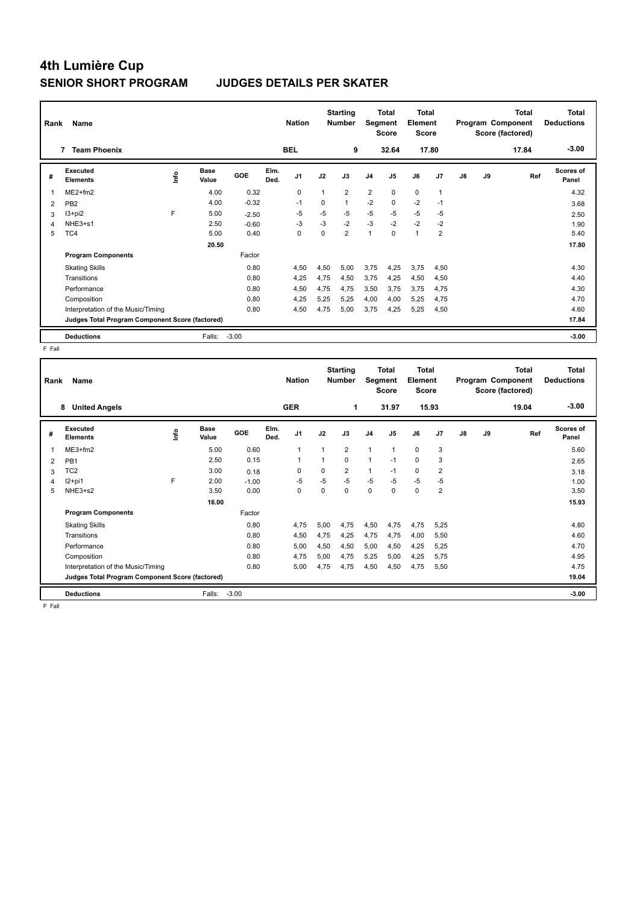# 4th Lumière Cup

## SENIOR SHORT PROGRAM JUDGES DETAILS PER SKATER

| Rank | Name | Nation | Starting Number | Total Segment Score | Total Element Score | Total Program Component Score (factored) | Total Deductions |
|---|---|---|---|---|---|---|---|
| 7 | Team Phoenix | BEL | 9 | 32.64 | 17.80 | 17.84 | -3.00 |

| # | Executed Elements | Info | Base Value | GOE | Elm. Ded. | J1 | J2 | J3 | J4 | J5 | J6 | J7 | J8 | J9 | Ref | Scores of Panel |
|---|---|---|---|---|---|---|---|---|---|---|---|---|---|---|---|---|
| 1 | ME2+fm2 | | 4.00 | 0.32 | | 0 | 1 | 2 | 2 | 0 | 0 | 1 | | | | 4.32 |
| 2 | PB2 | | 4.00 | -0.32 | | -1 | 0 | 1 | -2 | 0 | -2 | -1 | | | | 3.68 |
| 3 | I3+pi2 | F | 5.00 | -2.50 | | -5 | -5 | -5 | -5 | -5 | -5 | -5 | | | | 2.50 |
| 4 | NHE3+s1 | | 2.50 | -0.60 | | -3 | -3 | -2 | -3 | -2 | -2 | -2 | | | | 1.90 |
| 5 | TC4 | | 5.00 | 0.40 | | 0 | 0 | 2 | 1 | 0 | 1 | 2 | | | | 5.40 |
| | | | 20.50 | | | | | | | | | | | | | 17.80 |
| | **Program Components** | | | Factor | | | | | | | | | | | | |
| | Skating Skills | | | 0.80 | | 4,50 | 4,50 | 5,00 | 3,75 | 4,25 | 3,75 | 4,50 | | | | 4.30 |
| | Transitions | | | 0.80 | | 4,25 | 4,75 | 4,50 | 3,75 | 4,25 | 4,50 | 4,50 | | | | 4.40 |
| | Performance | | | 0.80 | | 4,50 | 4,75 | 4,75 | 3,50 | 3,75 | 3,75 | 4,75 | | | | 4.30 |
| | Composition | | | 0.80 | | 4,25 | 5,25 | 5,25 | 4,00 | 4,00 | 5,25 | 4,75 | | | | 4.70 |
| | Interpretation of the Music/Timing | | | 0.80 | | 4,50 | 4,75 | 5,00 | 3,75 | 4,25 | 5,25 | 4,50 | | | | 4.60 |
| | **Judges Total Program Component Score (factored)** | | | | | | | | | | | | | | | 17.84 |
| | **Deductions** | | Falls: | -3.00 | | | | | | | | | | | | -3.00 |

F Fall

| Rank | Name | Nation | Starting Number | Total Segment Score | Total Element Score | Total Program Component Score (factored) | Total Deductions |
|---|---|---|---|---|---|---|---|
| 8 | United Angels | GER | 1 | 31.97 | 15.93 | 19.04 | -3.00 |

| # | Executed Elements | Info | Base Value | GOE | Elm. Ded. | J1 | J2 | J3 | J4 | J5 | J6 | J7 | J8 | J9 | Ref | Scores of Panel |
|---|---|---|---|---|---|---|---|---|---|---|---|---|---|---|---|---|
| 1 | ME3+fm2 | | 5.00 | 0.60 | | 1 | 1 | 2 | 1 | 1 | 0 | 3 | | | | 5.60 |
| 2 | PB1 | | 2.50 | 0.15 | | 1 | 1 | 0 | 1 | -1 | 0 | 3 | | | | 2.65 |
| 3 | TC2 | | 3.00 | 0.18 | | 0 | 0 | 2 | 1 | -1 | 0 | 2 | | | | 3.18 |
| 4 | I2+pi1 | F | 2.00 | -1.00 | | -5 | -5 | -5 | -5 | -5 | -5 | -5 | | | | 1.00 |
| 5 | NHE3+s2 | | 3.50 | 0.00 | | 0 | 0 | 0 | 0 | 0 | 0 | 2 | | | | 3.50 |
| | | | 16.00 | | | | | | | | | | | | | 15.93 |
| | **Program Components** | | | Factor | | | | | | | | | | | | |
| | Skating Skills | | | 0.80 | | 4,75 | 5,00 | 4,75 | 4,50 | 4,75 | 4,75 | 5,25 | | | | 4.80 |
| | Transitions | | | 0.80 | | 4,50 | 4,75 | 4,25 | 4,75 | 4,75 | 4,00 | 5,50 | | | | 4.60 |
| | Performance | | | 0.80 | | 5,00 | 4,50 | 4,50 | 5,00 | 4,50 | 4,25 | 5,25 | | | | 4.70 |
| | Composition | | | 0.80 | | 4,75 | 5,00 | 4,75 | 5,25 | 5,00 | 4,25 | 5,75 | | | | 4.95 |
| | Interpretation of the Music/Timing | | | 0.80 | | 5,00 | 4,75 | 4,75 | 4,50 | 4,50 | 4,75 | 5,50 | | | | 4.75 |
| | **Judges Total Program Component Score (factored)** | | | | | | | | | | | | | | | 19.04 |
| | **Deductions** | | Falls: | -3.00 | | | | | | | | | | | | -3.00 |

F Fall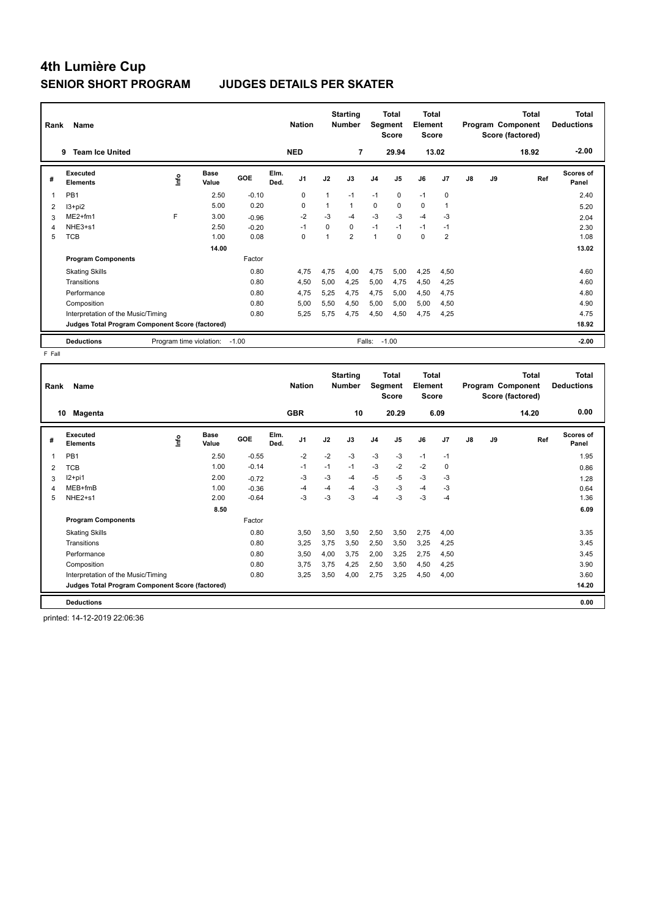# 4th Lumière Cup

## SENIOR SHORT PROGRAM     JUDGES DETAILS PER SKATER

| Rank | Name | Nation | Starting Number | Total Segment Score | Total Element Score | Total Program Component Score (factored) | Total Deductions |
|---|---|---|---|---|---|---|---|
| 9 | Team Ice United | NED | 7 | 29.94 | 13.02 | 18.92 | -2.00 |

| # | Executed Elements | Info | Base Value | GOE | Elm. Ded. | J1 | J2 | J3 | J4 | J5 | J6 | J7 | J8 | J9 | Ref | Scores of Panel |
|---|---|---|---|---|---|---|---|---|---|---|---|---|---|---|---|---|
| 1 | PB1 | | 2.50 | -0.10 | | 0 | 1 | -1 | -1 | 0 | -1 | 0 | | | | 2.40 |
| 2 | I3+pi2 | | 5.00 | 0.20 | | 0 | 1 | 1 | 0 | 0 | 0 | 1 | | | | 5.20 |
| 3 | ME2+fm1 | F | 3.00 | -0.96 | | -2 | -3 | -4 | -3 | -3 | -4 | -3 | | | | 2.04 |
| 4 | NHE3+s1 | | 2.50 | -0.20 | | -1 | 0 | 0 | -1 | -1 | -1 | -1 | | | | 2.30 |
| 5 | TCB | | 1.00 | 0.08 | | 0 | 1 | 2 | 1 | 0 | 0 | 2 | | | | 1.08 |
| | | | 14.00 | | | | | | | | | | | | | 13.02 |
| | **Program Components** | | | Factor | | | | | | | | | | | | |
| | Skating Skills | | | 0.80 | | 4,75 | 4,75 | 4,00 | 4,75 | 5,00 | 4,25 | 4,50 | | | | 4.60 |
| | Transitions | | | 0.80 | | 4,50 | 5,00 | 4,25 | 5,00 | 4,75 | 4,50 | 4,25 | | | | 4.60 |
| | Performance | | | 0.80 | | 4,75 | 5,25 | 4,75 | 4,75 | 5,00 | 4,50 | 4,75 | | | | 4.80 |
| | Composition | | | 0.80 | | 5,00 | 5,50 | 4,50 | 5,00 | 5,00 | 5,00 | 4,50 | | | | 4.90 |
| | Interpretation of the Music/Timing | | | 0.80 | | 5,25 | 5,75 | 4,75 | 4,50 | 4,50 | 4,75 | 4,25 | | | | 4.75 |
| | **Judges Total Program Component Score (factored)** | | | | | | | | | | | | | | | 18.92 |
| | **Deductions** | Program time violation: | -1.00 | | | | | Falls: | -1.00 | | | | | | | -2.00 |

F Fall

| Rank | Name | Nation | Starting Number | Total Segment Score | Total Element Score | Total Program Component Score (factored) | Total Deductions |
|---|---|---|---|---|---|---|---|
| 10 | Magenta | GBR | 10 | 20.29 | 6.09 | 14.20 | 0.00 |

| # | Executed Elements | Info | Base Value | GOE | Elm. Ded. | J1 | J2 | J3 | J4 | J5 | J6 | J7 | J8 | J9 | Ref | Scores of Panel |
|---|---|---|---|---|---|---|---|---|---|---|---|---|---|---|---|---|
| 1 | PB1 | | 2.50 | -0.55 | | -2 | -2 | -3 | -3 | -3 | -1 | -1 | | | | 1.95 |
| 2 | TCB | | 1.00 | -0.14 | | -1 | -1 | -1 | -3 | -2 | -2 | 0 | | | | 0.86 |
| 3 | I2+pi1 | | 2.00 | -0.72 | | -3 | -3 | -4 | -5 | -5 | -3 | -3 | | | | 1.28 |
| 4 | MEB+fmB | | 1.00 | -0.36 | | -4 | -4 | -4 | -3 | -3 | -4 | -3 | | | | 0.64 |
| 5 | NHE2+s1 | | 2.00 | -0.64 | | -3 | -3 | -3 | -4 | -3 | -3 | -4 | | | | 1.36 |
| | | | 8.50 | | | | | | | | | | | | | 6.09 |
| | **Program Components** | | | Factor | | | | | | | | | | | | |
| | Skating Skills | | | 0.80 | | 3,50 | 3,50 | 3,50 | 2,50 | 3,50 | 2,75 | 4,00 | | | | 3.35 |
| | Transitions | | | 0.80 | | 3,25 | 3,75 | 3,50 | 2,50 | 3,50 | 3,25 | 4,25 | | | | 3.45 |
| | Performance | | | 0.80 | | 3,50 | 4,00 | 3,75 | 2,00 | 3,25 | 2,75 | 4,50 | | | | 3.45 |
| | Composition | | | 0.80 | | 3,75 | 3,75 | 4,25 | 2,50 | 3,50 | 4,50 | 4,25 | | | | 3.90 |
| | Interpretation of the Music/Timing | | | 0.80 | | 3,25 | 3,50 | 4,00 | 2,75 | 3,25 | 4,50 | 4,00 | | | | 3.60 |
| | **Judges Total Program Component Score (factored)** | | | | | | | | | | | | | | | 14.20 |
| | **Deductions** | | | | | | | | | | | | | | | 0.00 |

printed: 14-12-2019 22:06:36